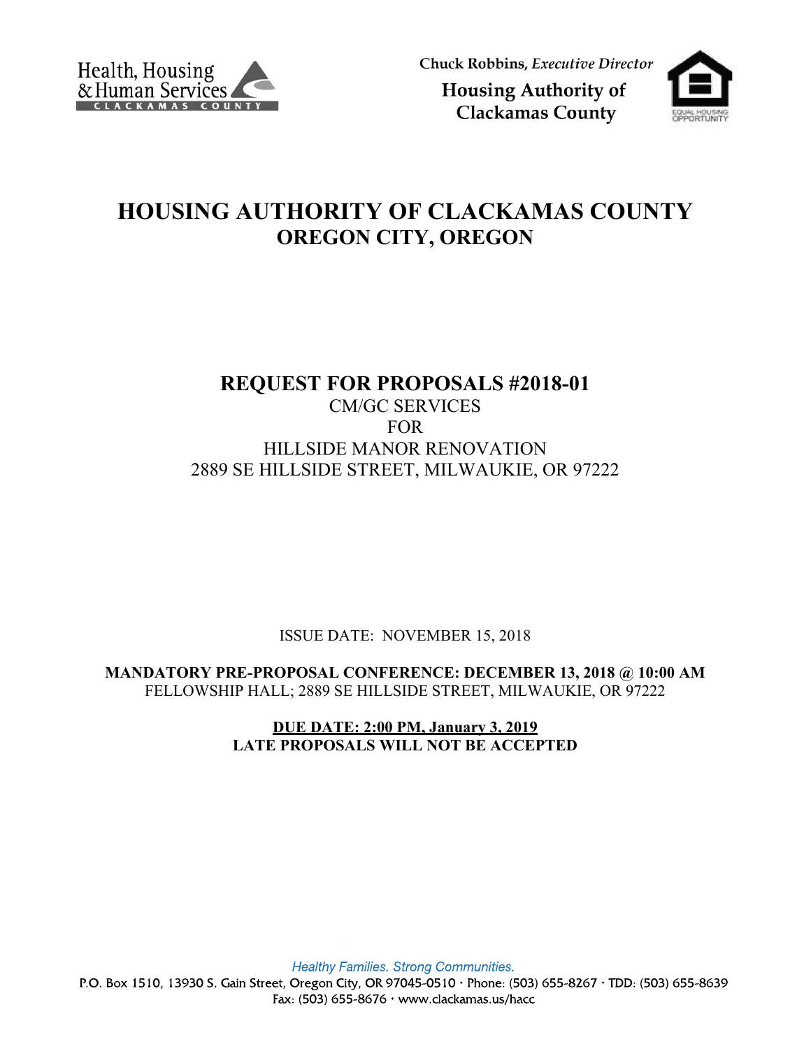Health, Housing & Human Services
CLACKAMAS COUNTY

Chuck Robbins, *Executive Director*

**Housing Authority of Clackamas County**

EQUAL HOUSING OPPORTUNITY

# HOUSING AUTHORITY OF CLACKAMAS COUNTY
## OREGON CITY, OREGON

## REQUEST FOR PROPOSALS #2018-01

CM/GC SERVICES
FOR
HILLSIDE MANOR RENOVATION
2889 SE HILLSIDE STREET, MILWAUKIE, OR 97222

ISSUE DATE: NOVEMBER 15, 2018

**MANDATORY PRE-PROPOSAL CONFERENCE: DECEMBER 13, 2018 @ 10:00 AM**
FELLOWSHIP HALL; 2889 SE HILLSIDE STREET, MILWAUKIE, OR 97222

**DUE DATE: 2:00 PM, January 3, 2019**
**LATE PROPOSALS WILL NOT BE ACCEPTED**

*Healthy Families. Strong Communities.*

P.O. Box 1510, 13930 S. Gain Street, Oregon City, OR 97045-0510 · Phone: (503) 655-8267 · TDD: (503) 655-8639
Fax: (503) 655-8676 · www.clackamas.us/hacc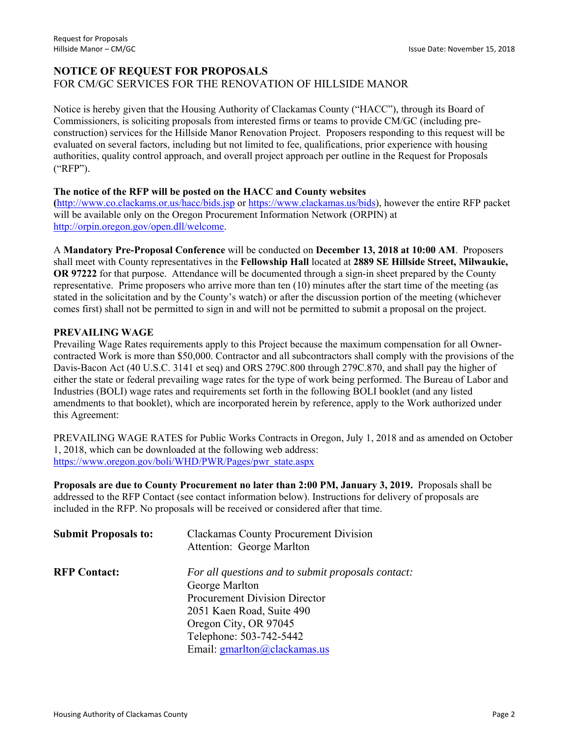# NOTICE OF REQUEST FOR PROPOSALS

FOR CM/GC SERVICES FOR THE RENOVATION OF HILLSIDE MANOR

Notice is hereby given that the Housing Authority of Clackamas County ("HACC"), through its Board of Commissioners, is soliciting proposals from interested firms or teams to provide CM/GC (including pre-construction) services for the Hillside Manor Renovation Project. Proposers responding to this request will be evaluated on several factors, including but not limited to fee, qualifications, prior experience with housing authorities, quality control approach, and overall project approach per outline in the Request for Proposals ("RFP").

**The notice of the RFP will be posted on the HACC and County websites (**http://www.co.clackams.or.us/hacc/bids.jsp or https://www.clackamas.us/bids), however the entire RFP packet will be available only on the Oregon Procurement Information Network (ORPIN) at http://orpin.oregon.gov/open.dll/welcome.

A **Mandatory Pre-Proposal Conference** will be conducted on **December 13, 2018 at 10:00 AM**. Proposers shall meet with County representatives in the **Fellowship Hall** located at **2889 SE Hillside Street, Milwaukie, OR 97222** for that purpose. Attendance will be documented through a sign-in sheet prepared by the County representative. Prime proposers who arrive more than ten (10) minutes after the start time of the meeting (as stated in the solicitation and by the County's watch) or after the discussion portion of the meeting (whichever comes first) shall not be permitted to sign in and will not be permitted to submit a proposal on the project.

**PREVAILING WAGE**

Prevailing Wage Rates requirements apply to this Project because the maximum compensation for all Owner-contracted Work is more than $50,000. Contractor and all subcontractors shall comply with the provisions of the Davis-Bacon Act (40 U.S.C. 3141 et seq) and ORS 279C.800 through 279C.870, and shall pay the higher of either the state or federal prevailing wage rates for the type of work being performed. The Bureau of Labor and Industries (BOLI) wage rates and requirements set forth in the following BOLI booklet (and any listed amendments to that booklet), which are incorporated herein by reference, apply to the Work authorized under this Agreement:

PREVAILING WAGE RATES for Public Works Contracts in Oregon, July 1, 2018 and as amended on October 1, 2018, which can be downloaded at the following web address: https://www.oregon.gov/boli/WHD/PWR/Pages/pwr_state.aspx

**Proposals are due to County Procurement no later than 2:00 PM, January 3, 2019.** Proposals shall be addressed to the RFP Contact (see contact information below). Instructions for delivery of proposals are included in the RFP. No proposals will be received or considered after that time.

**Submit Proposals to:** Clackamas County Procurement Division
Attention: George Marlton

**RFP Contact:** *For all questions and to submit proposals contact:*
George Marlton
Procurement Division Director
2051 Kaen Road, Suite 490
Oregon City, OR 97045
Telephone: 503-742-5442
Email: gmarlton@clackamas.us